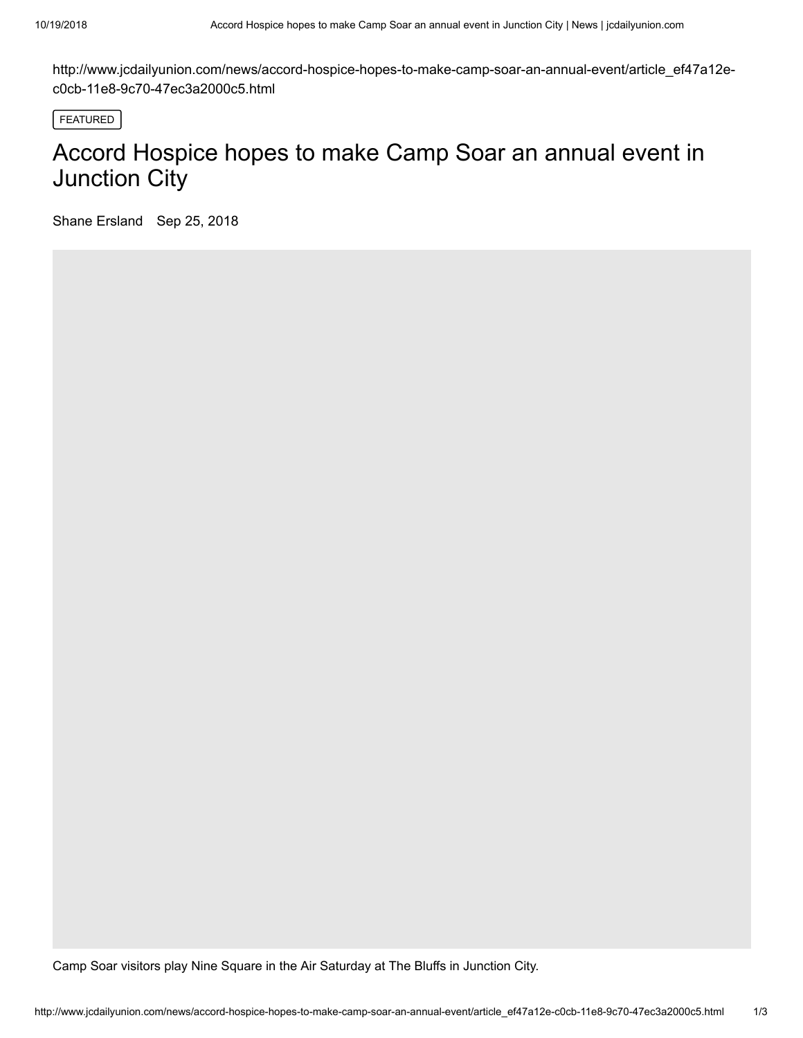http://www.jcdailyunion.com/news/accord-hospice-hopes-to-make-camp-soar-an-annual-event/article_ef47a12e-c0cb-11e8-9c70-47ec3a2000c5.html

FEATURED

# Accord Hospice hopes to make Camp Soar an annual event in Junction City

Shane Ersland Sep 25, 2018

Camp Soar visitors play Nine Square in the Air Saturday at The Bluffs in Junction City.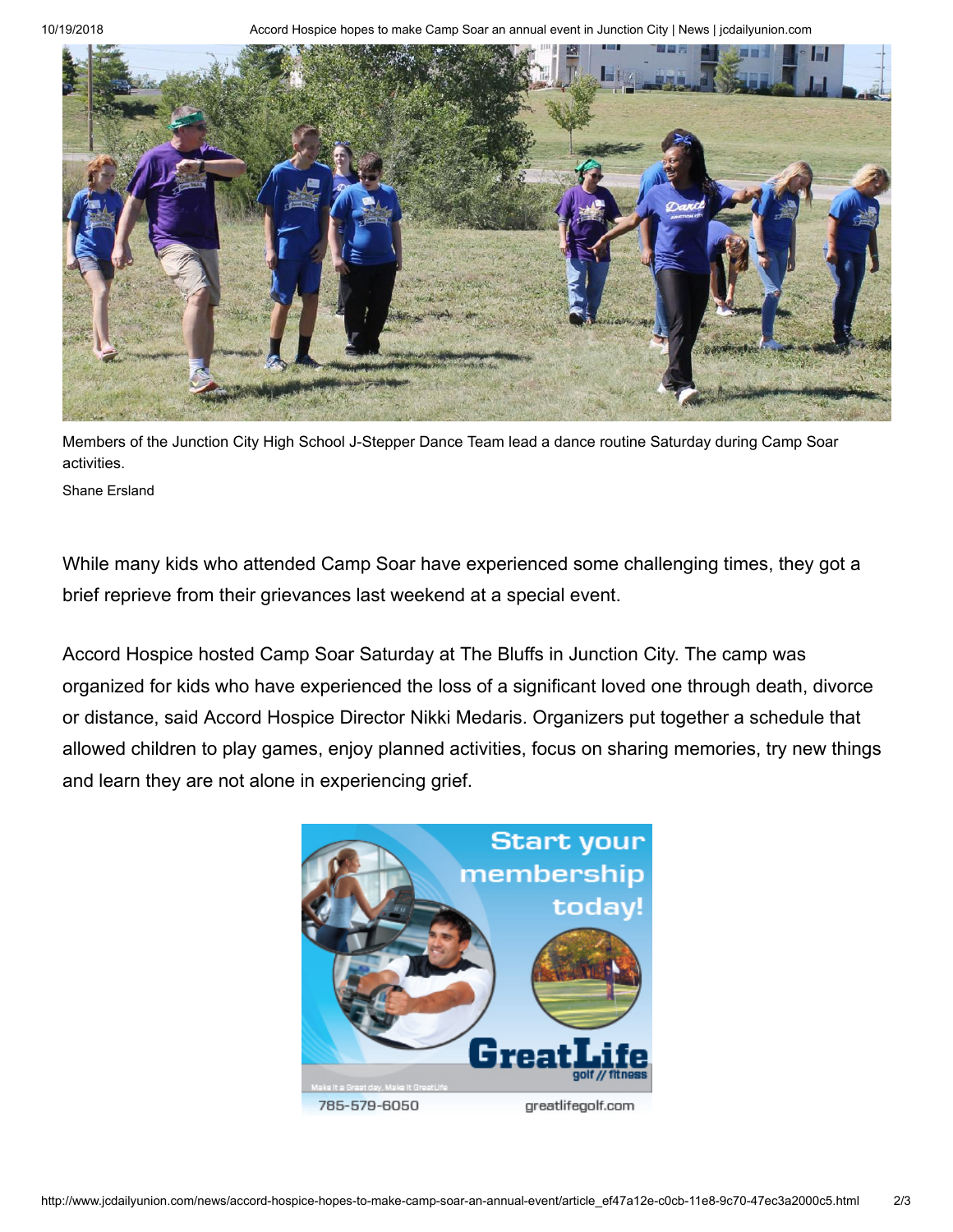Members of the Junction City High School J-Stepper Dance Team lead a dance routine Saturday during Camp Soar activities.

Shane Ersland

While many kids who attended Camp Soar have experienced some challenging times, they got a brief reprieve from their grievances last weekend at a special event.

Accord Hospice hosted Camp Soar Saturday at The Bluffs in Junction City. The camp was organized for kids who have experienced the loss of a significant loved one through death, divorce or distance, said Accord Hospice Director Nikki Medaris. Organizers put together a schedule that allowed children to play games, enjoy planned activities, focus on sharing memories, try new things and learn they are not alone in experiencing grief.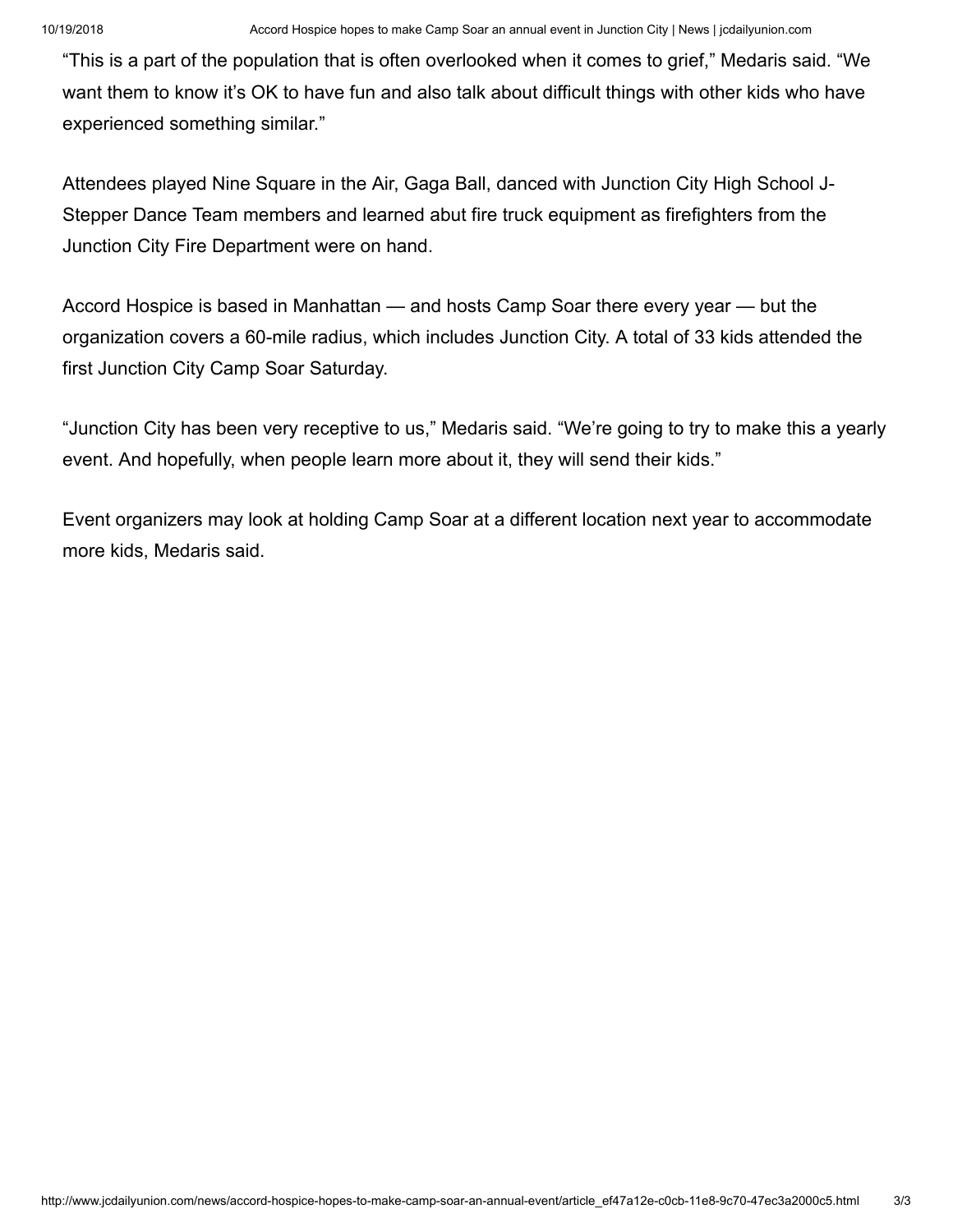"This is a part of the population that is often overlooked when it comes to grief," Medaris said. "We want them to know it's OK to have fun and also talk about difficult things with other kids who have experienced something similar."

Attendees played Nine Square in the Air, Gaga Ball, danced with Junction City High School J-Stepper Dance Team members and learned abut fire truck equipment as firefighters from the Junction City Fire Department were on hand.

Accord Hospice is based in Manhattan — and hosts Camp Soar there every year — but the organization covers a 60-mile radius, which includes Junction City. A total of 33 kids attended the first Junction City Camp Soar Saturday.

"Junction City has been very receptive to us," Medaris said. "We're going to try to make this a yearly event. And hopefully, when people learn more about it, they will send their kids."

Event organizers may look at holding Camp Soar at a different location next year to accommodate more kids, Medaris said.